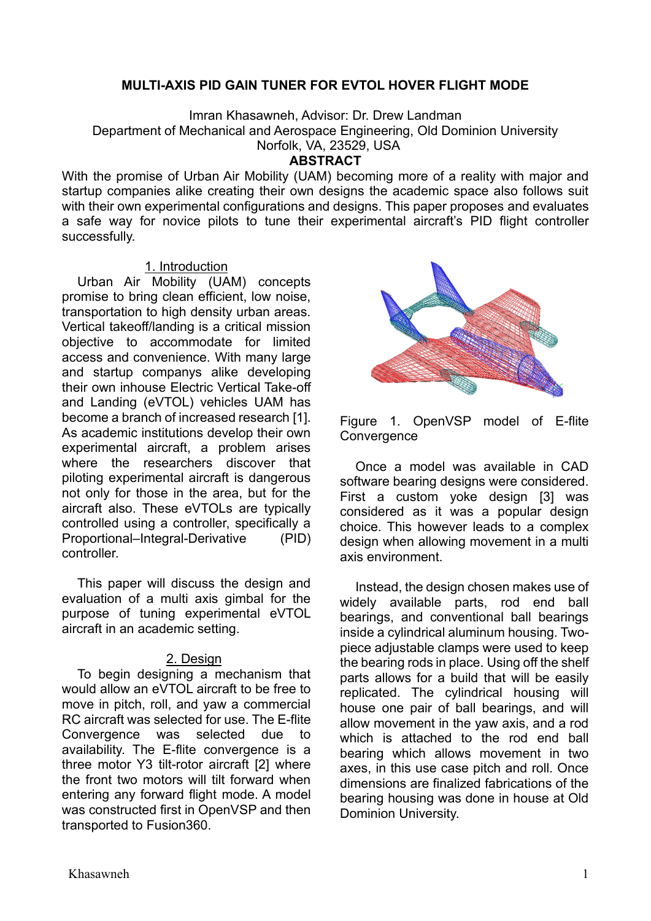# MULTI-AXIS PID GAIN TUNER FOR EVTOL HOVER FLIGHT MODE

Imran Khasawneh, Advisor: Dr. Drew Landman
Department of Mechanical and Aerospace Engineering, Old Dominion University
Norfolk, VA, 23529, USA

## ABSTRACT

With the promise of Urban Air Mobility (UAM) becoming more of a reality with major and startup companies alike creating their own designs the academic space also follows suit with their own experimental configurations and designs. This paper proposes and evaluates a safe way for novice pilots to tune their experimental aircraft's PID flight controller successfully.

## 1. Introduction

Urban Air Mobility (UAM) concepts promise to bring clean efficient, low noise, transportation to high density urban areas. Vertical takeoff/landing is a critical mission objective to accommodate for limited access and convenience. With many large and startup companys alike developing their own inhouse Electric Vertical Take-off and Landing (eVTOL) vehicles UAM has become a branch of increased research [1]. As academic institutions develop their own experimental aircraft, a problem arises where the researchers discover that piloting experimental aircraft is dangerous not only for those in the area, but for the aircraft also. These eVTOLs are typically controlled using a controller, specifically a Proportional–Integral-Derivative (PID) controller.

This paper will discuss the design and evaluation of a multi axis gimbal for the purpose of tuning experimental eVTOL aircraft in an academic setting.

## 2. Design

To begin designing a mechanism that would allow an eVTOL aircraft to be free to move in pitch, roll, and yaw a commercial RC aircraft was selected for use. The E-flite Convergence was selected due to availability. The E-flite convergence is a three motor Y3 tilt-rotor aircraft [2] where the front two motors will tilt forward when entering any forward flight mode. A model was constructed first in OpenVSP and then transported to Fusion360.

Figure 1. OpenVSP model of E-flite Convergence

Once a model was available in CAD software bearing designs were considered. First a custom yoke design [3] was considered as it was a popular design choice. This however leads to a complex design when allowing movement in a multi axis environment.

Instead, the design chosen makes use of widely available parts, rod end ball bearings, and conventional ball bearings inside a cylindrical aluminum housing. Two-piece adjustable clamps were used to keep the bearing rods in place. Using off the shelf parts allows for a build that will be easily replicated. The cylindrical housing will house one pair of ball bearings, and will allow movement in the yaw axis, and a rod which is attached to the rod end ball bearing which allows movement in two axes, in this use case pitch and roll. Once dimensions are finalized fabrications of the bearing housing was done in house at Old Dominion University.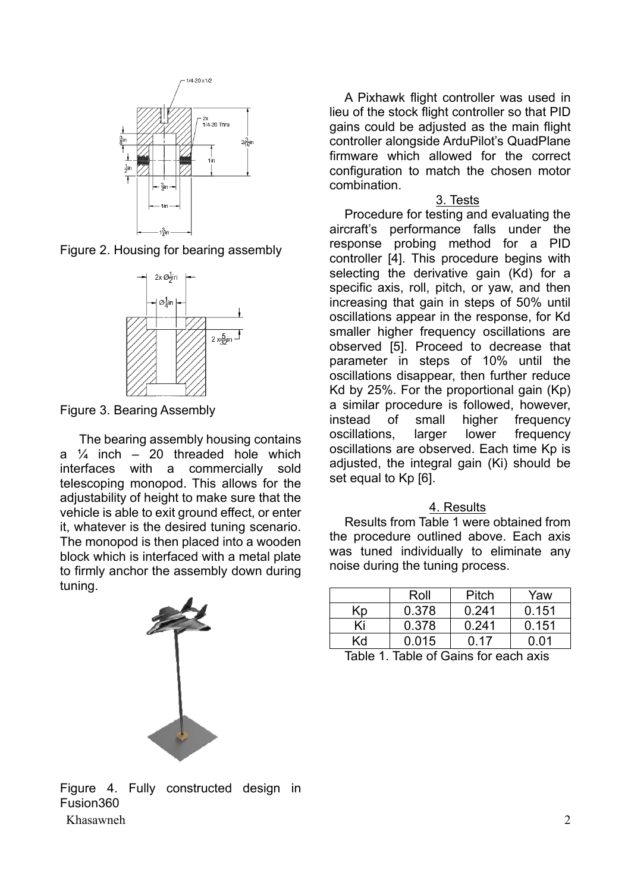Figure 2. Housing for bearing assembly

Figure 3. Bearing Assembly

The bearing assembly housing contains a ¼ inch – 20 threaded hole which interfaces with a commercially sold telescoping monopod. This allows for the adjustability of height to make sure that the vehicle is able to exit ground effect, or enter it, whatever is the desired tuning scenario. The monopod is then placed into a wooden block which is interfaced with a metal plate to firmly anchor the assembly down during tuning.

Figure 4. Fully constructed design in Fusion360

A Pixhawk flight controller was used in lieu of the stock flight controller so that PID gains could be adjusted as the main flight controller alongside ArduPilot's QuadPlane firmware which allowed for the correct configuration to match the chosen motor combination.

## 3. Tests

Procedure for testing and evaluating the aircraft's performance falls under the response probing method for a PID controller [4]. This procedure begins with selecting the derivative gain (Kd) for a specific axis, roll, pitch, or yaw, and then increasing that gain in steps of 50% until oscillations appear in the response, for Kd smaller higher frequency oscillations are observed [5]. Proceed to decrease that parameter in steps of 10% until the oscillations disappear, then further reduce Kd by 25%. For the proportional gain (Kp) a similar procedure is followed, however, instead of small higher frequency oscillations, larger lower frequency oscillations are observed. Each time Kp is adjusted, the integral gain (Ki) should be set equal to Kp [6].

## 4. Results

Results from Table 1 were obtained from the procedure outlined above. Each axis was tuned individually to eliminate any noise during the tuning process.

| | Roll | Pitch | Yaw |
|---|---|---|---|
| Kp | 0.378 | 0.241 | 0.151 |
| Ki | 0.378 | 0.241 | 0.151 |
| Kd | 0.015 | 0.17 | 0.01 |

Table 1. Table of Gains for each axis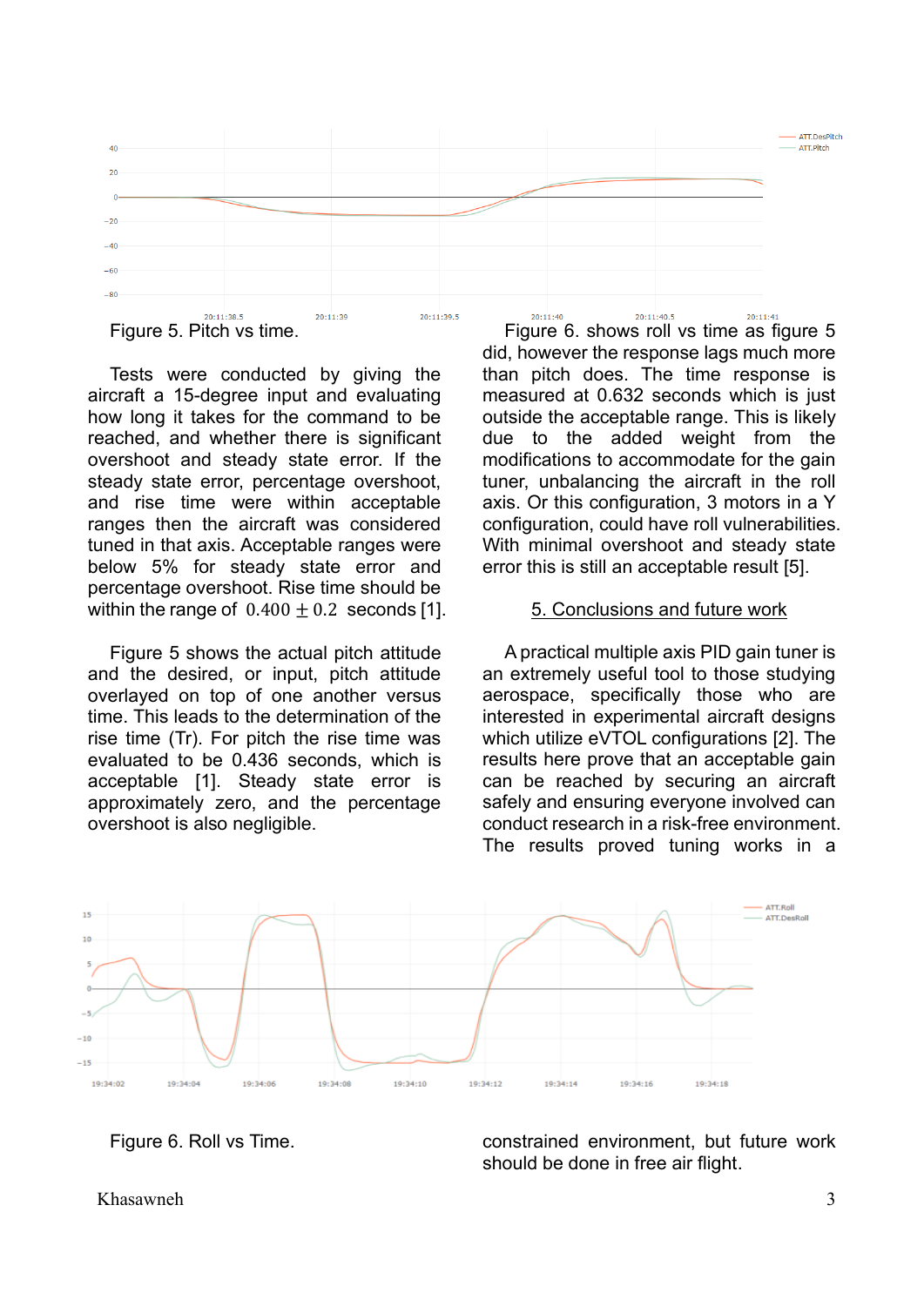Figure 5. Pitch vs time.

Tests were conducted by giving the aircraft a 15-degree input and evaluating how long it takes for the command to be reached, and whether there is significant overshoot and steady state error. If the steady state error, percentage overshoot, and rise time were within acceptable ranges then the aircraft was considered tuned in that axis. Acceptable ranges were below 5% for steady state error and percentage overshoot. Rise time should be within the range of $0.400 \pm 0.2$ seconds [1].

Figure 5 shows the actual pitch attitude and the desired, or input, pitch attitude overlayed on top of one another versus time. This leads to the determination of the rise time (Tr). For pitch the rise time was evaluated to be 0.436 seconds, which is acceptable [1]. Steady state error is approximately zero, and the percentage overshoot is also negligible.

Figure 6. shows roll vs time as figure 5 did, however the response lags much more than pitch does. The time response is measured at 0.632 seconds which is just outside the acceptable range. This is likely due to the added weight from the modifications to accommodate for the gain tuner, unbalancing the aircraft in the roll axis. Or this configuration, 3 motors in a Y configuration, could have roll vulnerabilities. With minimal overshoot and steady state error this is still an acceptable result [5].

## 5. Conclusions and future work

A practical multiple axis PID gain tuner is an extremely useful tool to those studying aerospace, specifically those who are interested in experimental aircraft designs which utilize eVTOL configurations [2]. The results here prove that an acceptable gain can be reached by securing an aircraft safely and ensuring everyone involved can conduct research in a risk-free environment. The results proved tuning works in a constrained environment, but future work should be done in free air flight.

Figure 6. Roll vs Time.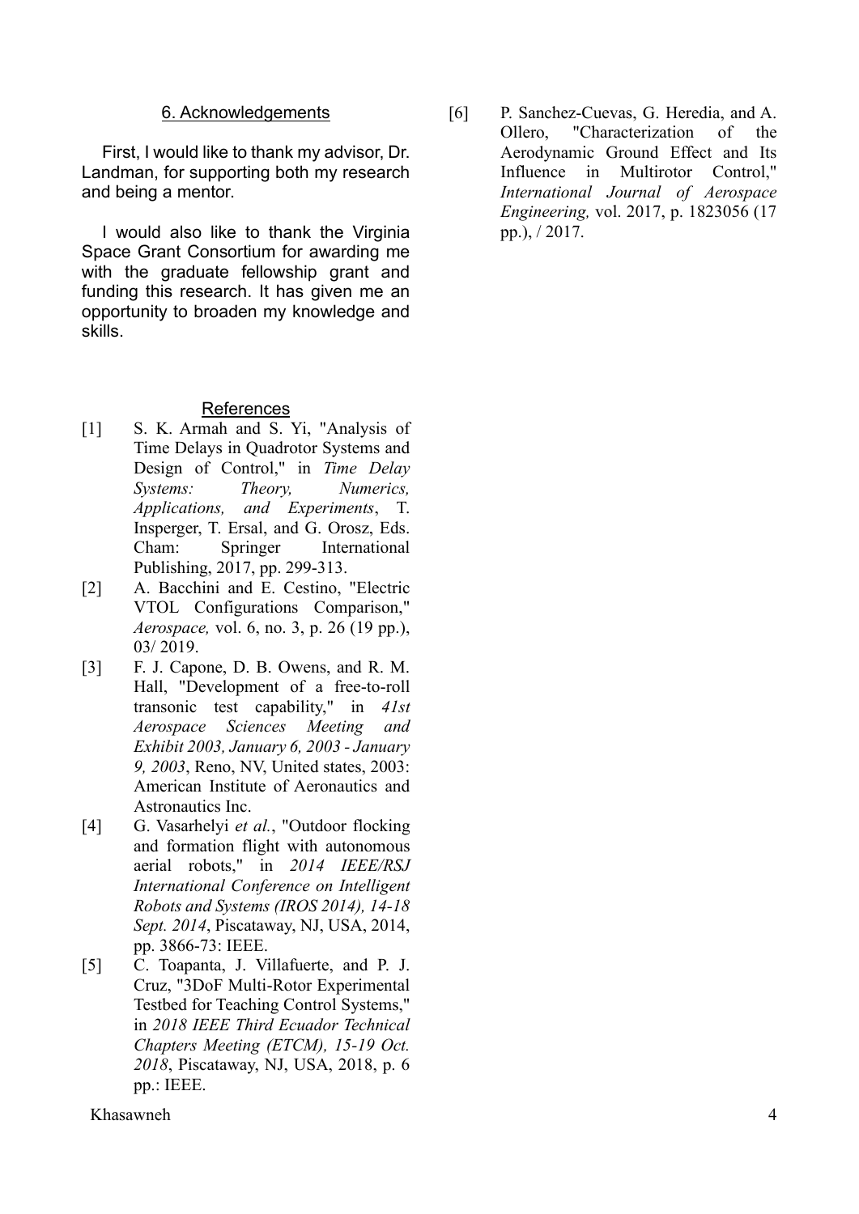## 6. Acknowledgements

First, I would like to thank my advisor, Dr. Landman, for supporting both my research and being a mentor.

I would also like to thank the Virginia Space Grant Consortium for awarding me with the graduate fellowship grant and funding this research. It has given me an opportunity to broaden my knowledge and skills.

## References

[1] S. K. Armah and S. Yi, "Analysis of Time Delays in Quadrotor Systems and Design of Control," in *Time Delay Systems: Theory, Numerics, Applications, and Experiments*, T. Insperger, T. Ersal, and G. Orosz, Eds. Cham: Springer International Publishing, 2017, pp. 299-313.

[2] A. Bacchini and E. Cestino, "Electric VTOL Configurations Comparison," *Aerospace,* vol. 6, no. 3, p. 26 (19 pp.), 03/ 2019.

[3] F. J. Capone, D. B. Owens, and R. M. Hall, "Development of a free-to-roll transonic test capability," in *41st Aerospace Sciences Meeting and Exhibit 2003, January 6, 2003 - January 9, 2003*, Reno, NV, United states, 2003: American Institute of Aeronautics and Astronautics Inc.

[4] G. Vasarhelyi *et al.*, "Outdoor flocking and formation flight with autonomous aerial robots," in *2014 IEEE/RSJ International Conference on Intelligent Robots and Systems (IROS 2014), 14-18 Sept. 2014*, Piscataway, NJ, USA, 2014, pp. 3866-73: IEEE.

[5] C. Toapanta, J. Villafuerte, and P. J. Cruz, "3DoF Multi-Rotor Experimental Testbed for Teaching Control Systems," in *2018 IEEE Third Ecuador Technical Chapters Meeting (ETCM), 15-19 Oct. 2018*, Piscataway, NJ, USA, 2018, p. 6 pp.: IEEE.

[6] P. Sanchez-Cuevas, G. Heredia, and A. Ollero, "Characterization of the Aerodynamic Ground Effect and Its Influence in Multirotor Control," *International Journal of Aerospace Engineering,* vol. 2017, p. 1823056 (17 pp.), / 2017.